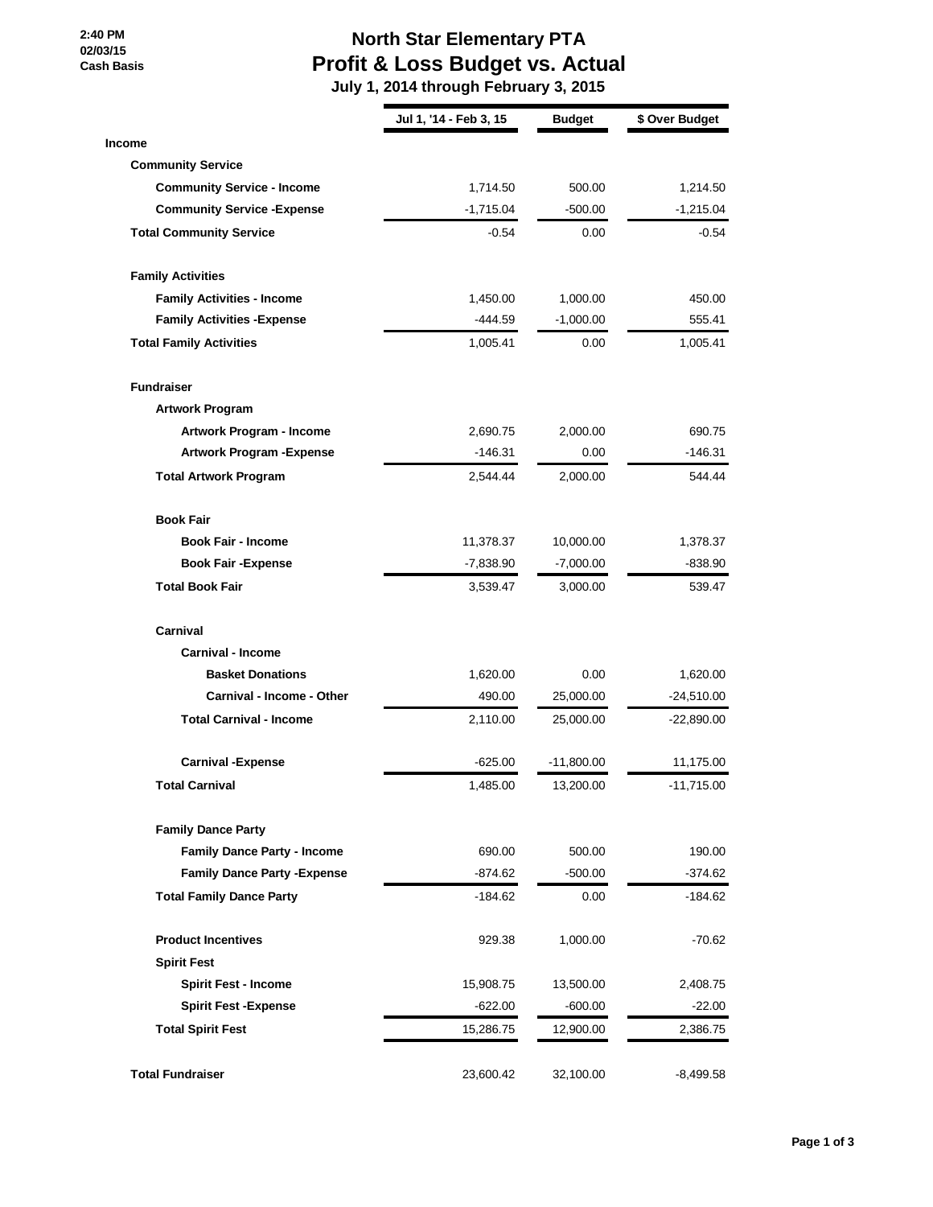2:40 PM
02/03/15
Cash Basis

# North Star Elementary PTA
## Profit & Loss Budget vs. Actual
### July 1, 2014 through February 3, 2015

| | Jul 1, '14 - Feb 3, 15 | Budget | $ Over Budget |
|---|---|---|---|
| **Income** | | | |
| **Community Service** | | | |
| **Community Service - Income** | 1,714.50 | 500.00 | 1,214.50 |
| **Community Service -Expense** | -1,715.04 | -500.00 | -1,215.04 |
| **Total Community Service** | -0.54 | 0.00 | -0.54 |
| **Family Activities** | | | |
| **Family Activities - Income** | 1,450.00 | 1,000.00 | 450.00 |
| **Family Activities -Expense** | -444.59 | -1,000.00 | 555.41 |
| **Total Family Activities** | 1,005.41 | 0.00 | 1,005.41 |
| **Fundraiser** | | | |
| **Artwork Program** | | | |
| **Artwork Program - Income** | 2,690.75 | 2,000.00 | 690.75 |
| **Artwork Program -Expense** | -146.31 | 0.00 | -146.31 |
| **Total Artwork Program** | 2,544.44 | 2,000.00 | 544.44 |
| **Book Fair** | | | |
| **Book Fair - Income** | 11,378.37 | 10,000.00 | 1,378.37 |
| **Book Fair -Expense** | -7,838.90 | -7,000.00 | -838.90 |
| **Total Book Fair** | 3,539.47 | 3,000.00 | 539.47 |
| **Carnival** | | | |
| **Carnival - Income** | | | |
| **Basket Donations** | 1,620.00 | 0.00 | 1,620.00 |
| **Carnival - Income - Other** | 490.00 | 25,000.00 | -24,510.00 |
| **Total Carnival - Income** | 2,110.00 | 25,000.00 | -22,890.00 |
| **Carnival -Expense** | -625.00 | -11,800.00 | 11,175.00 |
| **Total Carnival** | 1,485.00 | 13,200.00 | -11,715.00 |
| **Family Dance Party** | | | |
| **Family Dance Party - Income** | 690.00 | 500.00 | 190.00 |
| **Family Dance Party -Expense** | -874.62 | -500.00 | -374.62 |
| **Total Family Dance Party** | -184.62 | 0.00 | -184.62 |
| **Product Incentives** | 929.38 | 1,000.00 | -70.62 |
| **Spirit Fest** | | | |
| **Spirit Fest - Income** | 15,908.75 | 13,500.00 | 2,408.75 |
| **Spirit Fest -Expense** | -622.00 | -600.00 | -22.00 |
| **Total Spirit Fest** | 15,286.75 | 12,900.00 | 2,386.75 |
| **Total Fundraiser** | 23,600.42 | 32,100.00 | -8,499.58 |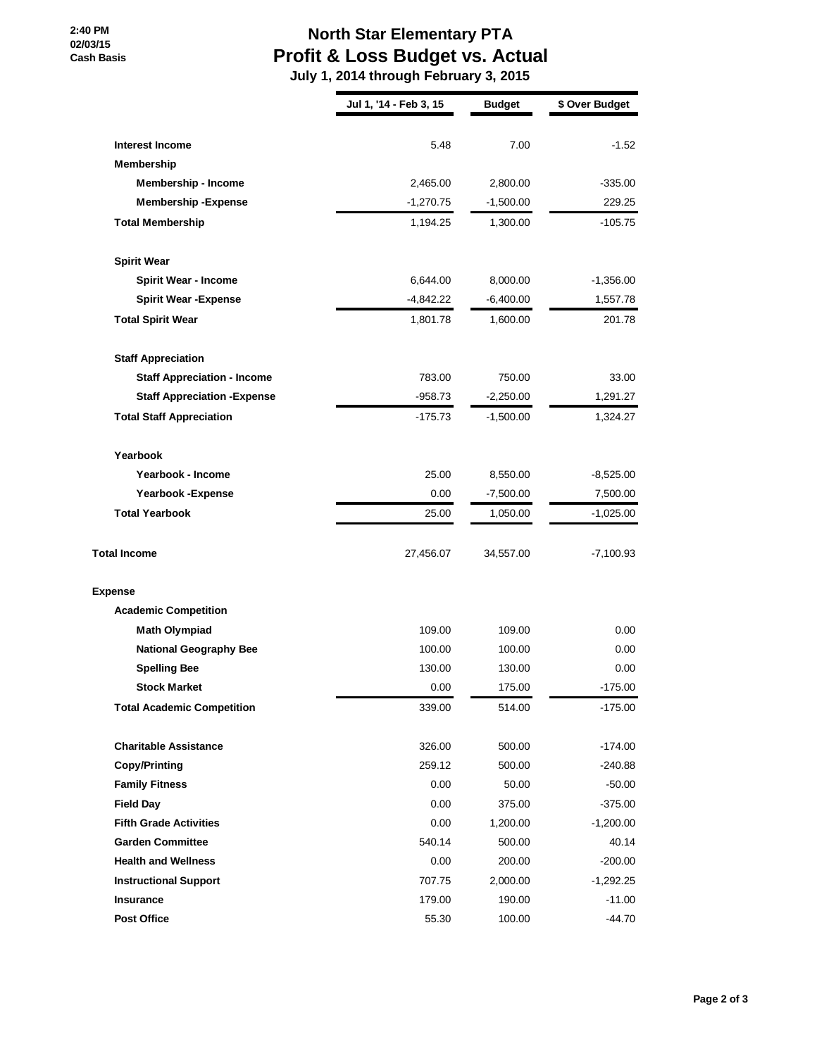2:40 PM
02/03/15
Cash Basis

# North Star Elementary PTA
## Profit & Loss Budget vs. Actual
### July 1, 2014 through February 3, 2015

| | Jul 1, '14 - Feb 3, 15 | Budget | $ Over Budget |
|---|---|---|---|
| **Interest Income** | 5.48 | 7.00 | -1.52 |
| **Membership** | | | |
| **Membership - Income** | 2,465.00 | 2,800.00 | -335.00 |
| **Membership -Expense** | -1,270.75 | -1,500.00 | 229.25 |
| **Total Membership** | 1,194.25 | 1,300.00 | -105.75 |
| **Spirit Wear** | | | |
| **Spirit Wear - Income** | 6,644.00 | 8,000.00 | -1,356.00 |
| **Spirit Wear -Expense** | -4,842.22 | -6,400.00 | 1,557.78 |
| **Total Spirit Wear** | 1,801.78 | 1,600.00 | 201.78 |
| **Staff Appreciation** | | | |
| **Staff Appreciation - Income** | 783.00 | 750.00 | 33.00 |
| **Staff Appreciation -Expense** | -958.73 | -2,250.00 | 1,291.27 |
| **Total Staff Appreciation** | -175.73 | -1,500.00 | 1,324.27 |
| **Yearbook** | | | |
| **Yearbook - Income** | 25.00 | 8,550.00 | -8,525.00 |
| **Yearbook -Expense** | 0.00 | -7,500.00 | 7,500.00 |
| **Total Yearbook** | 25.00 | 1,050.00 | -1,025.00 |
| **Total Income** | 27,456.07 | 34,557.00 | -7,100.93 |
| **Expense** | | | |
| **Academic Competition** | | | |
| **Math Olympiad** | 109.00 | 109.00 | 0.00 |
| **National Geography Bee** | 100.00 | 100.00 | 0.00 |
| **Spelling Bee** | 130.00 | 130.00 | 0.00 |
| **Stock Market** | 0.00 | 175.00 | -175.00 |
| **Total Academic Competition** | 339.00 | 514.00 | -175.00 |
| **Charitable Assistance** | 326.00 | 500.00 | -174.00 |
| **Copy/Printing** | 259.12 | 500.00 | -240.88 |
| **Family Fitness** | 0.00 | 50.00 | -50.00 |
| **Field Day** | 0.00 | 375.00 | -375.00 |
| **Fifth Grade Activities** | 0.00 | 1,200.00 | -1,200.00 |
| **Garden Committee** | 540.14 | 500.00 | 40.14 |
| **Health and Wellness** | 0.00 | 200.00 | -200.00 |
| **Instructional Support** | 707.75 | 2,000.00 | -1,292.25 |
| **Insurance** | 179.00 | 190.00 | -11.00 |
| **Post Office** | 55.30 | 100.00 | -44.70 |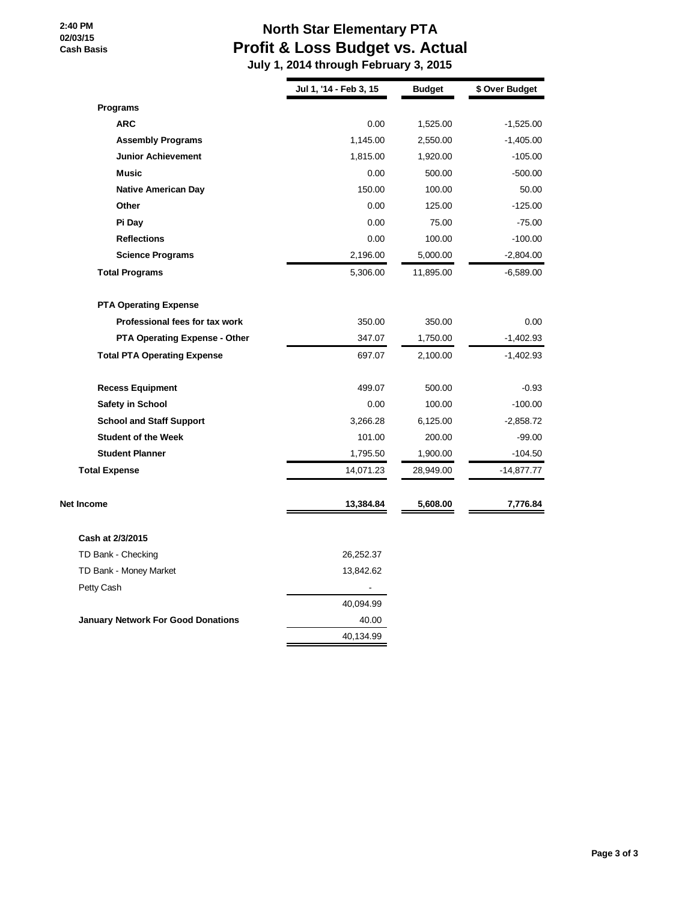**2:40 PM**
**02/03/15**
**Cash Basis**

# North Star Elementary PTA
## Profit & Loss Budget vs. Actual
### July 1, 2014 through February 3, 2015

| | Jul 1, '14 - Feb 3, 15 | Budget | $ Over Budget |
|---|---|---|---|
| **Programs** | | | |
| **ARC** | 0.00 | 1,525.00 | -1,525.00 |
| **Assembly Programs** | 1,145.00 | 2,550.00 | -1,405.00 |
| **Junior Achievement** | 1,815.00 | 1,920.00 | -105.00 |
| **Music** | 0.00 | 500.00 | -500.00 |
| **Native American Day** | 150.00 | 100.00 | 50.00 |
| **Other** | 0.00 | 125.00 | -125.00 |
| **Pi Day** | 0.00 | 75.00 | -75.00 |
| **Reflections** | 0.00 | 100.00 | -100.00 |
| **Science Programs** | 2,196.00 | 5,000.00 | -2,804.00 |
| **Total Programs** | 5,306.00 | 11,895.00 | -6,589.00 |
| **PTA Operating Expense** | | | |
| **Professional fees for tax work** | 350.00 | 350.00 | 0.00 |
| **PTA Operating Expense - Other** | 347.07 | 1,750.00 | -1,402.93 |
| **Total PTA Operating Expense** | 697.07 | 2,100.00 | -1,402.93 |
| **Recess Equipment** | 499.07 | 500.00 | -0.93 |
| **Safety in School** | 0.00 | 100.00 | -100.00 |
| **School and Staff Support** | 3,266.28 | 6,125.00 | -2,858.72 |
| **Student of the Week** | 101.00 | 200.00 | -99.00 |
| **Student Planner** | 1,795.50 | 1,900.00 | -104.50 |
| **Total Expense** | 14,071.23 | 28,949.00 | -14,877.77 |
| **Net Income** | **13,384.84** | **5,608.00** | **7,776.84** |

| | |
|---|---|
| **Cash at 2/3/2015** | |
| TD Bank - Checking | 26,252.37 |
| TD Bank - Money Market | 13,842.62 |
| Petty Cash | - |
| | 40,094.99 |
| **January Network For Good Donations** | 40.00 |
| | 40,134.99 |